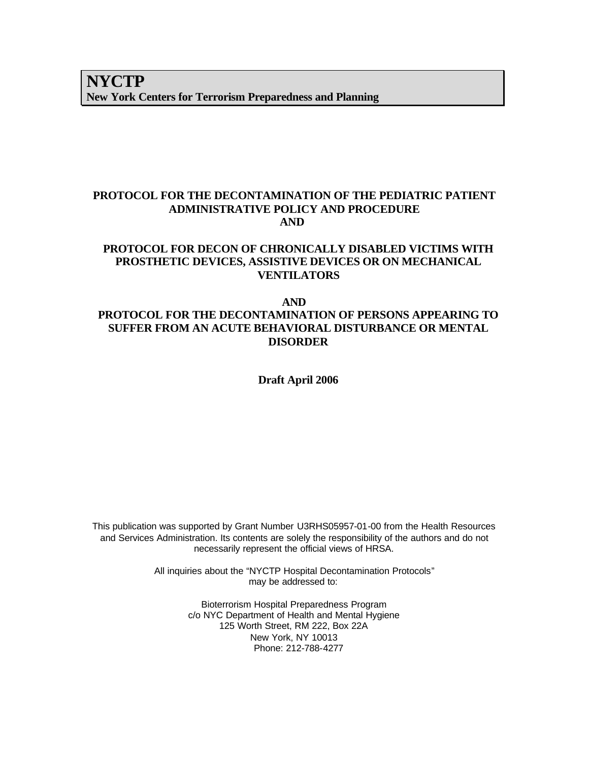# NYCTP
**New York Centers for Terrorism Preparedness and Planning**

## PROTOCOL FOR THE DECONTAMINATION OF THE PEDIATRIC PATIENT ADMINISTRATIVE POLICY AND PROCEDURE AND

## PROTOCOL FOR DECON OF CHRONICALLY DISABLED VICTIMS WITH PROSTHETIC DEVICES, ASSISTIVE DEVICES OR ON MECHANICAL VENTILATORS

## AND PROTOCOL FOR THE DECONTAMINATION OF PERSONS APPEARING TO SUFFER FROM AN ACUTE BEHAVIORAL DISTURBANCE OR MENTAL DISORDER

**Draft April 2006**

This publication was supported by Grant Number U3RHS05957-01-00 from the Health Resources and Services Administration. Its contents are solely the responsibility of the authors and do not necessarily represent the official views of HRSA.

All inquiries about the "NYCTP Hospital Decontamination Protocols" may be addressed to:

Bioterrorism Hospital Preparedness Program
c/o NYC Department of Health and Mental Hygiene
125 Worth Street, RM 222, Box 22A
New York, NY 10013
Phone: 212-788-4277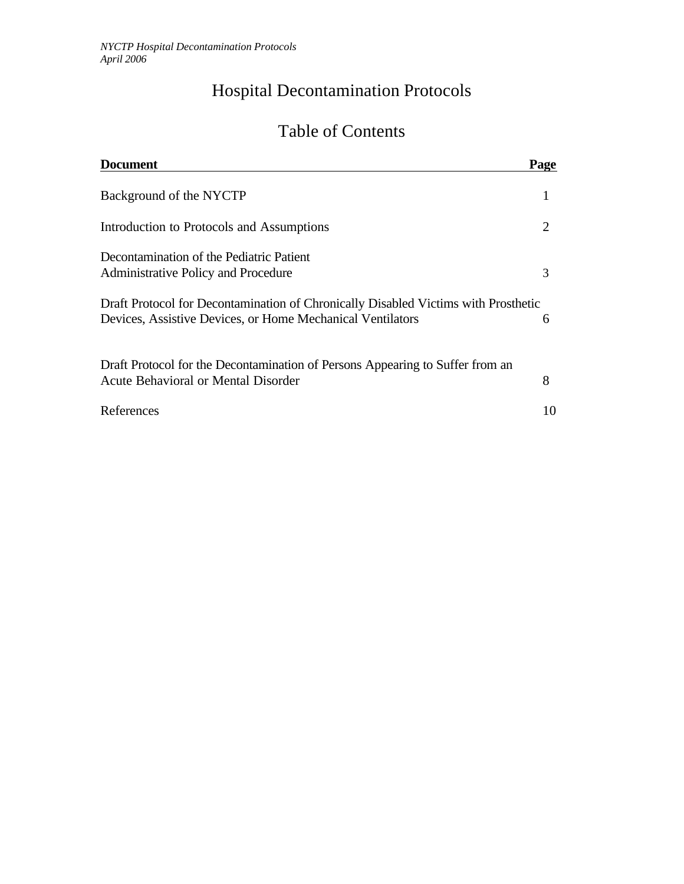# Hospital Decontamination Protocols

## Table of Contents

| Document | Page |
| --- | --- |
| Background of the NYCTP | 1 |
| Introduction to Protocols and Assumptions | 2 |
| Decontamination of the Pediatric Patient Administrative Policy and Procedure | 3 |
| Draft Protocol for Decontamination of Chronically Disabled Victims with Prosthetic Devices, Assistive Devices, or Home Mechanical Ventilators | 6 |
| Draft Protocol for the Decontamination of Persons Appearing to Suffer from an Acute Behavioral or Mental Disorder | 8 |
| References | 10 |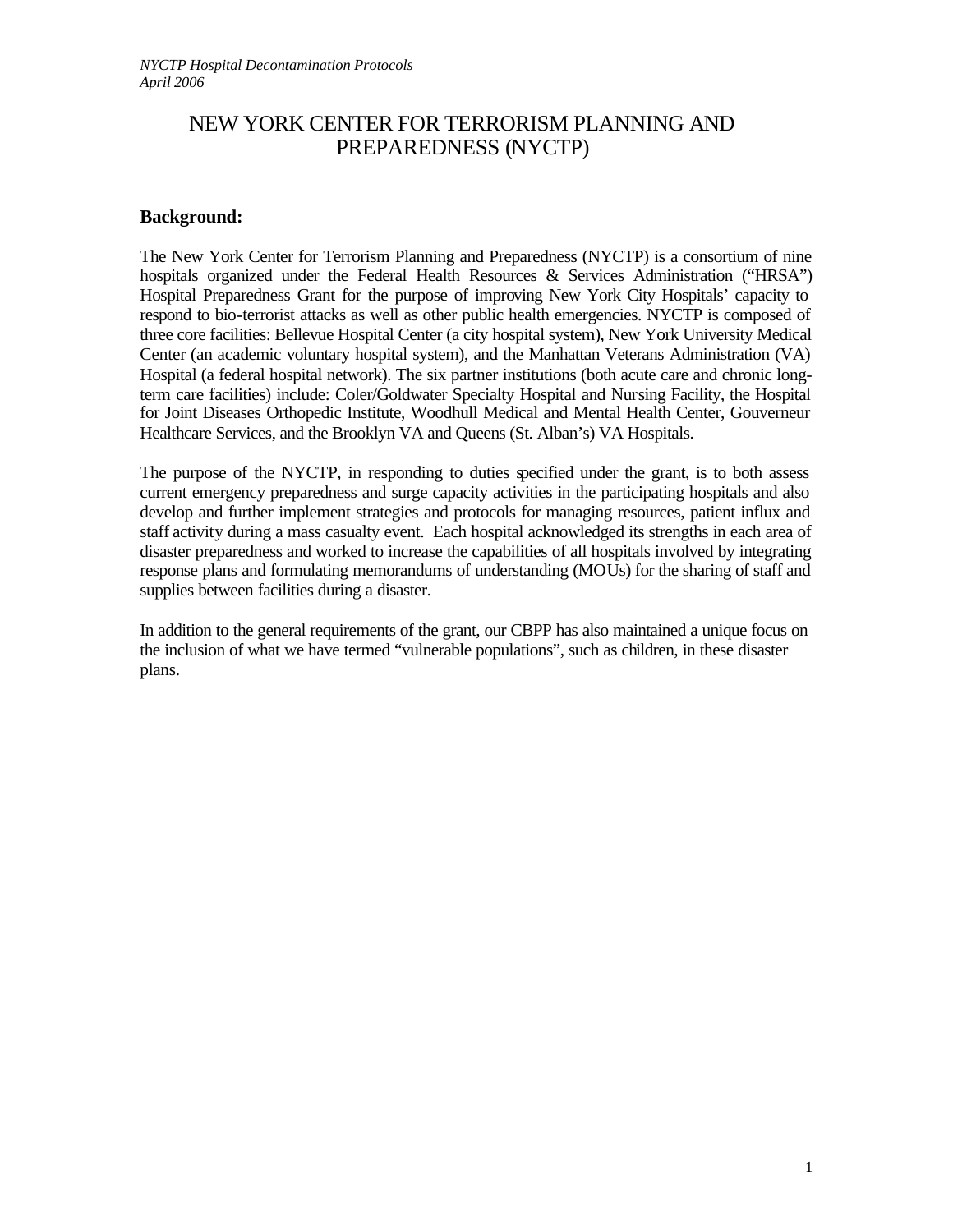# NEW YORK CENTER FOR TERRORISM PLANNING AND PREPAREDNESS (NYCTP)

## Background:

The New York Center for Terrorism Planning and Preparedness (NYCTP) is a consortium of nine hospitals organized under the Federal Health Resources & Services Administration ("HRSA") Hospital Preparedness Grant for the purpose of improving New York City Hospitals' capacity to respond to bio-terrorist attacks as well as other public health emergencies. NYCTP is composed of three core facilities: Bellevue Hospital Center (a city hospital system), New York University Medical Center (an academic voluntary hospital system), and the Manhattan Veterans Administration (VA) Hospital (a federal hospital network). The six partner institutions (both acute care and chronic long-term care facilities) include: Coler/Goldwater Specialty Hospital and Nursing Facility, the Hospital for Joint Diseases Orthopedic Institute, Woodhull Medical and Mental Health Center, Gouverneur Healthcare Services, and the Brooklyn VA and Queens (St. Alban's) VA Hospitals.

The purpose of the NYCTP, in responding to duties specified under the grant, is to both assess current emergency preparedness and surge capacity activities in the participating hospitals and also develop and further implement strategies and protocols for managing resources, patient influx and staff activity during a mass casualty event. Each hospital acknowledged its strengths in each area of disaster preparedness and worked to increase the capabilities of all hospitals involved by integrating response plans and formulating memorandums of understanding (MOUs) for the sharing of staff and supplies between facilities during a disaster.

In addition to the general requirements of the grant, our CBPP has also maintained a unique focus on the inclusion of what we have termed "vulnerable populations", such as children, in these disaster plans.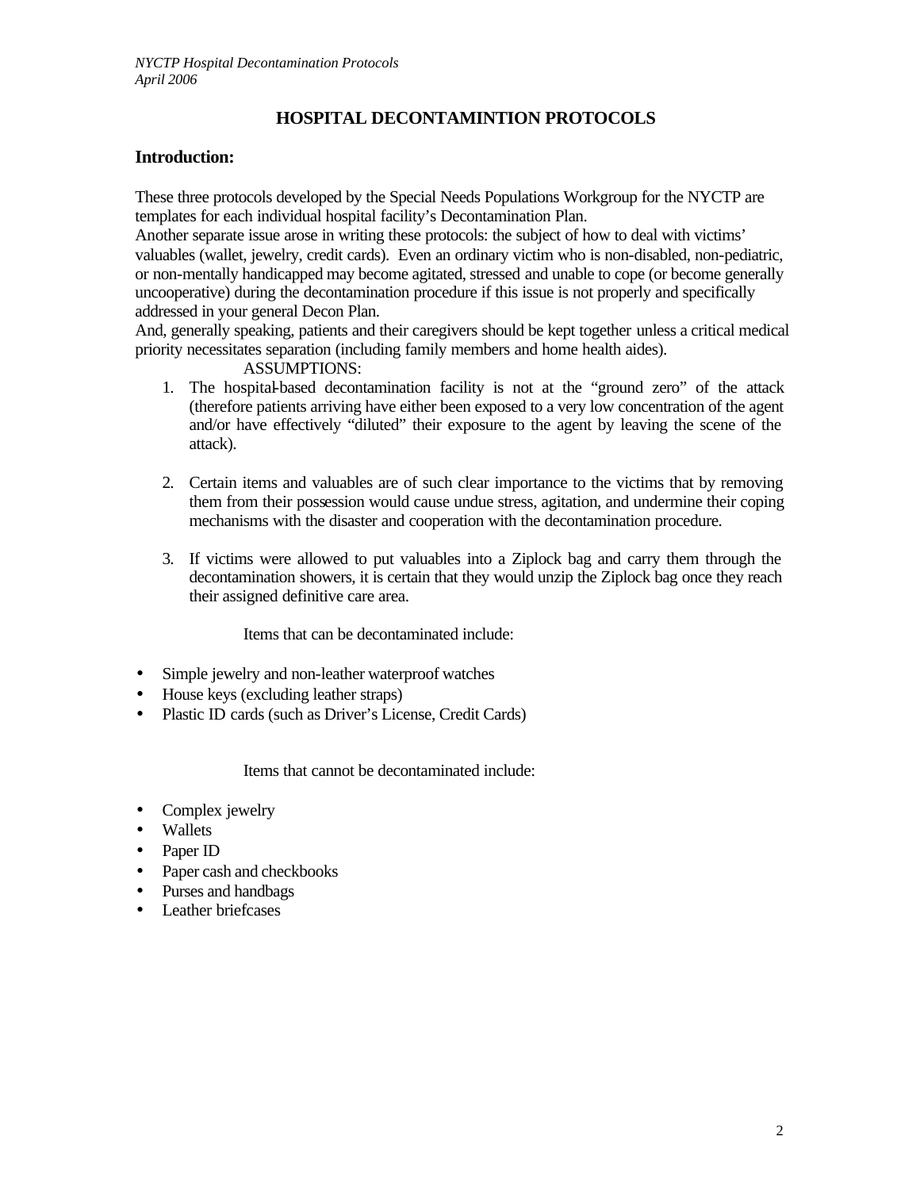## HOSPITAL DECONTAMINTION PROTOCOLS

### Introduction:

These three protocols developed by the Special Needs Populations Workgroup for the NYCTP are templates for each individual hospital facility's Decontamination Plan.
Another separate issue arose in writing these protocols: the subject of how to deal with victims' valuables (wallet, jewelry, credit cards). Even an ordinary victim who is non-disabled, non-pediatric, or non-mentally handicapped may become agitated, stressed and unable to cope (or become generally uncooperative) during the decontamination procedure if this issue is not properly and specifically addressed in your general Decon Plan.
And, generally speaking, patients and their caregivers should be kept together unless a critical medical priority necessitates separation (including family members and home health aides).

ASSUMPTIONS:

1. The hospital-based decontamination facility is not at the "ground zero" of the attack (therefore patients arriving have either been exposed to a very low concentration of the agent and/or have effectively "diluted" their exposure to the agent by leaving the scene of the attack).

2. Certain items and valuables are of such clear importance to the victims that by removing them from their possession would cause undue stress, agitation, and undermine their coping mechanisms with the disaster and cooperation with the decontamination procedure.

3. If victims were allowed to put valuables into a Ziplock bag and carry them through the decontamination showers, it is certain that they would unzip the Ziplock bag once they reach their assigned definitive care area.

Items that can be decontaminated include:

- Simple jewelry and non-leather waterproof watches
- House keys (excluding leather straps)
- Plastic ID cards (such as Driver's License, Credit Cards)

Items that cannot be decontaminated include:

- Complex jewelry
- Wallets
- Paper ID
- Paper cash and checkbooks
- Purses and handbags
- Leather briefcases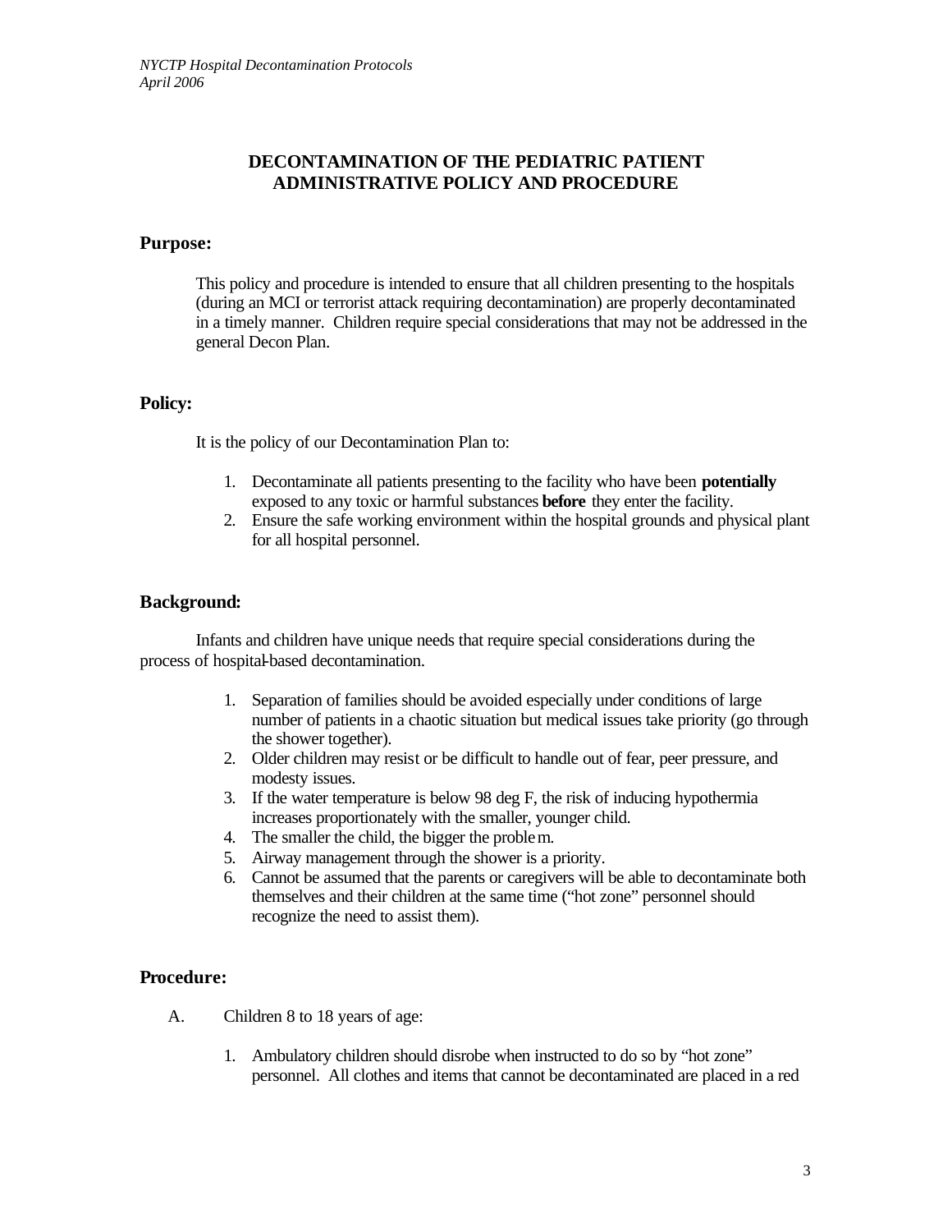# DECONTAMINATION OF THE PEDIATRIC PATIENT ADMINISTRATIVE POLICY AND PROCEDURE

## Purpose:

This policy and procedure is intended to ensure that all children presenting to the hospitals (during an MCI or terrorist attack requiring decontamination) are properly decontaminated in a timely manner. Children require special considerations that may not be addressed in the general Decon Plan.

## Policy:

It is the policy of our Decontamination Plan to:

1. Decontaminate all patients presenting to the facility who have been **potentially** exposed to any toxic or harmful substances **before** they enter the facility.
2. Ensure the safe working environment within the hospital grounds and physical plant for all hospital personnel.

## Background:

Infants and children have unique needs that require special considerations during the process of hospital-based decontamination.

1. Separation of families should be avoided especially under conditions of large number of patients in a chaotic situation but medical issues take priority (go through the shower together).
2. Older children may resist or be difficult to handle out of fear, peer pressure, and modesty issues.
3. If the water temperature is below 98 deg F, the risk of inducing hypothermia increases proportionately with the smaller, younger child.
4. The smaller the child, the bigger the problem.
5. Airway management through the shower is a priority.
6. Cannot be assumed that the parents or caregivers will be able to decontaminate both themselves and their children at the same time ("hot zone" personnel should recognize the need to assist them).

## Procedure:

A. Children 8 to 18 years of age:

1. Ambulatory children should disrobe when instructed to do so by "hot zone" personnel. All clothes and items that cannot be decontaminated are placed in a red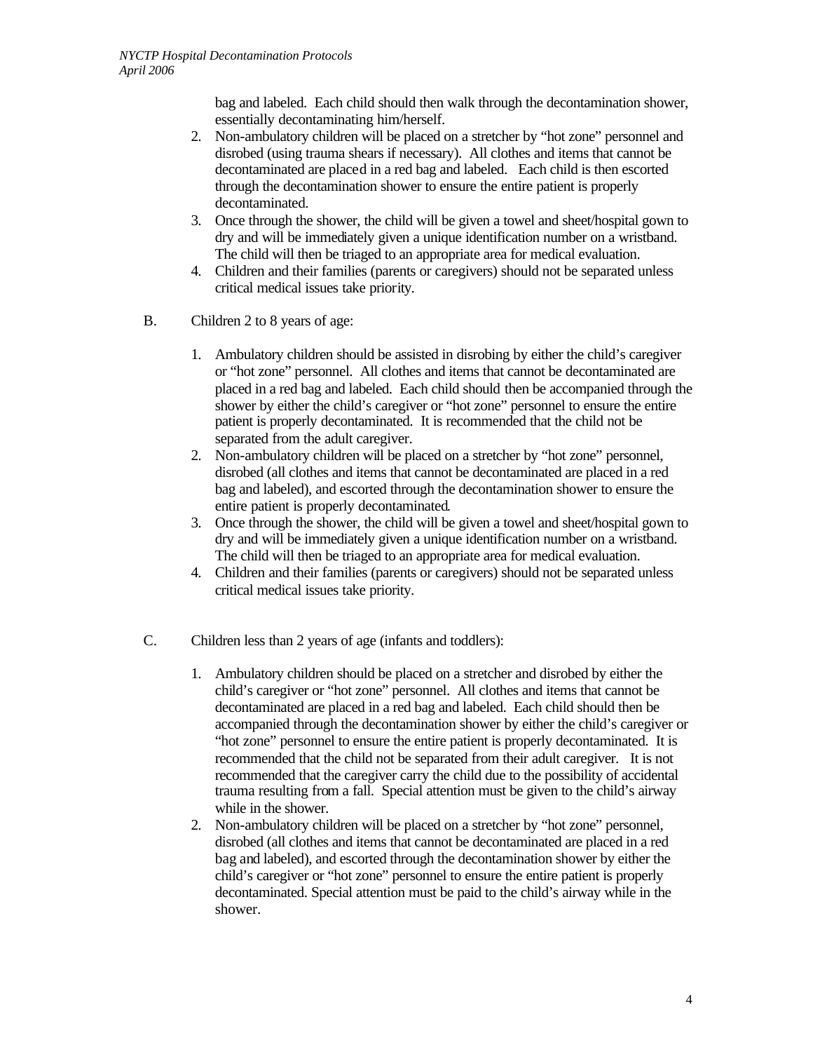bag and labeled. Each child should then walk through the decontamination shower, essentially decontaminating him/herself.

2. Non-ambulatory children will be placed on a stretcher by "hot zone" personnel and disrobed (using trauma shears if necessary). All clothes and items that cannot be decontaminated are placed in a red bag and labeled. Each child is then escorted through the decontamination shower to ensure the entire patient is properly decontaminated.
3. Once through the shower, the child will be given a towel and sheet/hospital gown to dry and will be immediately given a unique identification number on a wristband. The child will then be triaged to an appropriate area for medical evaluation.
4. Children and their families (parents or caregivers) should not be separated unless critical medical issues take priority.

B. Children 2 to 8 years of age:

1. Ambulatory children should be assisted in disrobing by either the child's caregiver or "hot zone" personnel. All clothes and items that cannot be decontaminated are placed in a red bag and labeled. Each child should then be accompanied through the shower by either the child's caregiver or "hot zone" personnel to ensure the entire patient is properly decontaminated. It is recommended that the child not be separated from the adult caregiver.
2. Non-ambulatory children will be placed on a stretcher by "hot zone" personnel, disrobed (all clothes and items that cannot be decontaminated are placed in a red bag and labeled), and escorted through the decontamination shower to ensure the entire patient is properly decontaminated.
3. Once through the shower, the child will be given a towel and sheet/hospital gown to dry and will be immediately given a unique identification number on a wristband. The child will then be triaged to an appropriate area for medical evaluation.
4. Children and their families (parents or caregivers) should not be separated unless critical medical issues take priority.

C. Children less than 2 years of age (infants and toddlers):

1. Ambulatory children should be placed on a stretcher and disrobed by either the child's caregiver or "hot zone" personnel. All clothes and items that cannot be decontaminated are placed in a red bag and labeled. Each child should then be accompanied through the decontamination shower by either the child's caregiver or "hot zone" personnel to ensure the entire patient is properly decontaminated. It is recommended that the child not be separated from their adult caregiver. It is not recommended that the caregiver carry the child due to the possibility of accidental trauma resulting from a fall. Special attention must be given to the child's airway while in the shower.
2. Non-ambulatory children will be placed on a stretcher by "hot zone" personnel, disrobed (all clothes and items that cannot be decontaminated are placed in a red bag and labeled), and escorted through the decontamination shower by either the child's caregiver or "hot zone" personnel to ensure the entire patient is properly decontaminated. Special attention must be paid to the child's airway while in the shower.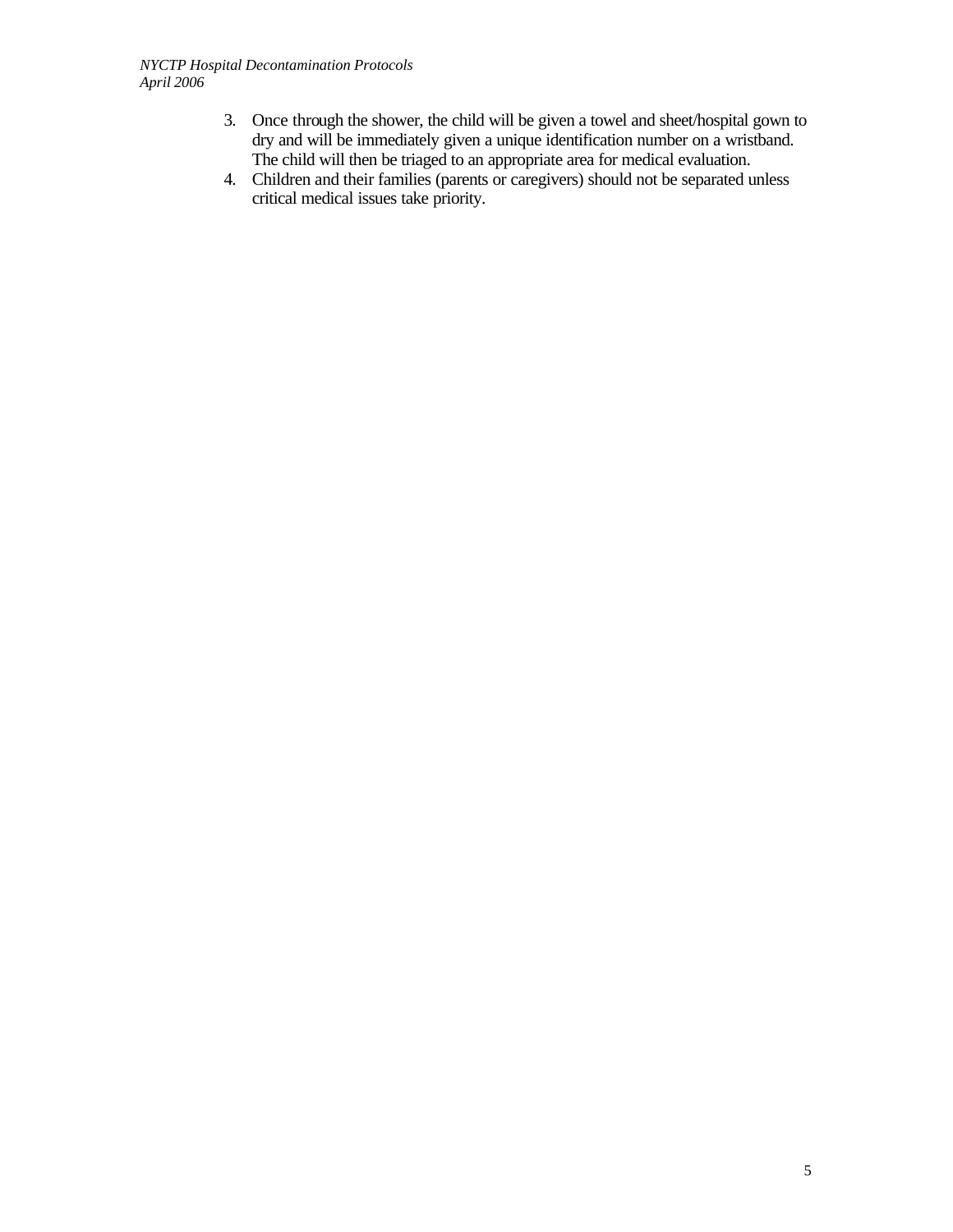3. Once through the shower, the child will be given a towel and sheet/hospital gown to dry and will be immediately given a unique identification number on a wristband. The child will then be triaged to an appropriate area for medical evaluation.
4. Children and their families (parents or caregivers) should not be separated unless critical medical issues take priority.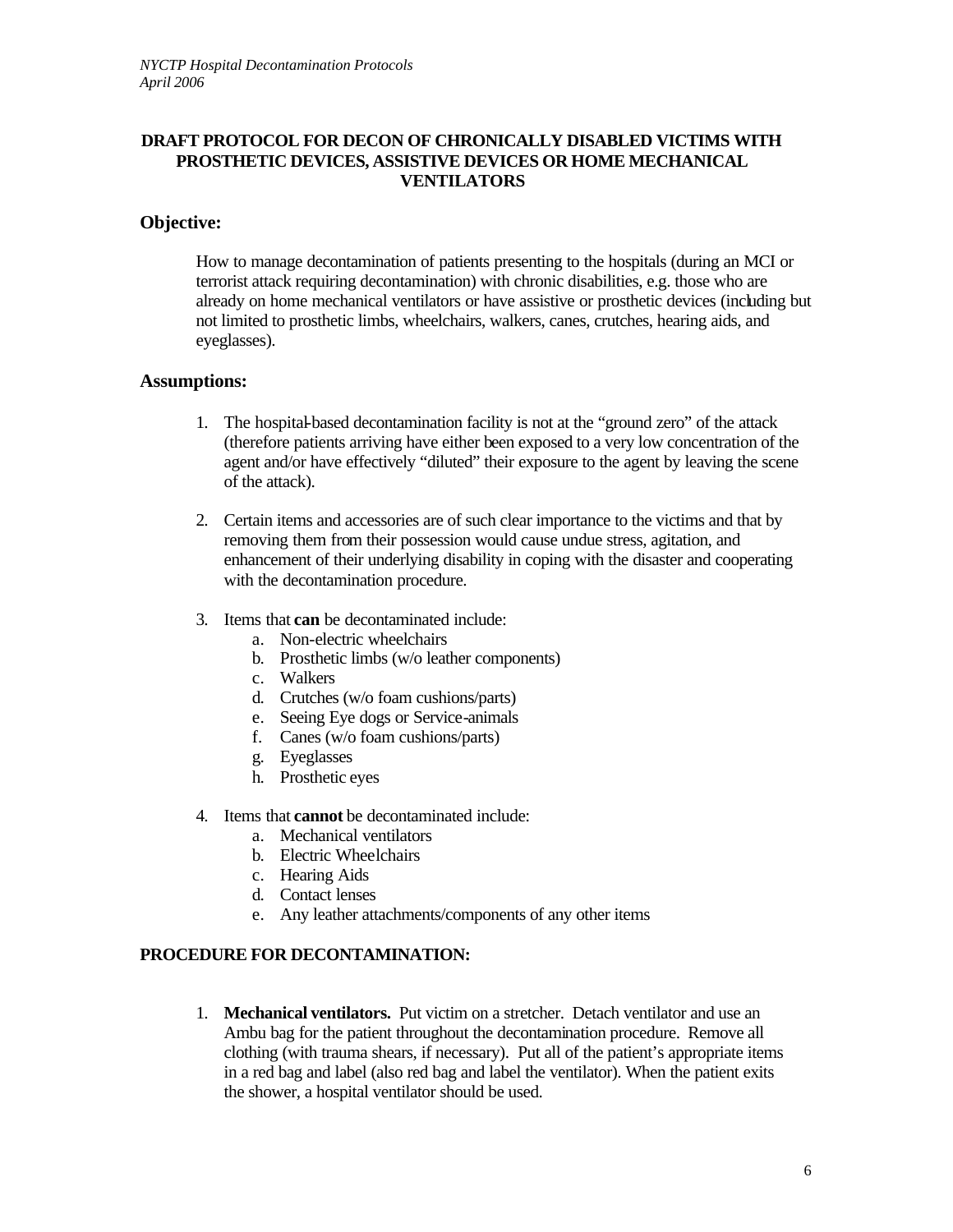## DRAFT PROTOCOL FOR DECON OF CHRONICALLY DISABLED VICTIMS WITH PROSTHETIC DEVICES, ASSISTIVE DEVICES OR HOME MECHANICAL VENTILATORS

### Objective:

How to manage decontamination of patients presenting to the hospitals (during an MCI or terrorist attack requiring decontamination) with chronic disabilities, e.g. those who are already on home mechanical ventilators or have assistive or prosthetic devices (including but not limited to prosthetic limbs, wheelchairs, walkers, canes, crutches, hearing aids, and eyeglasses).

### Assumptions:

1. The hospital-based decontamination facility is not at the "ground zero" of the attack (therefore patients arriving have either been exposed to a very low concentration of the agent and/or have effectively "diluted" their exposure to the agent by leaving the scene of the attack).

2. Certain items and accessories are of such clear importance to the victims and that by removing them from their possession would cause undue stress, agitation, and enhancement of their underlying disability in coping with the disaster and cooperating with the decontamination procedure.

3. Items that **can** be decontaminated include:
   a. Non-electric wheelchairs
   b. Prosthetic limbs (w/o leather components)
   c. Walkers
   d. Crutches (w/o foam cushions/parts)
   e. Seeing Eye dogs or Service-animals
   f. Canes (w/o foam cushions/parts)
   g. Eyeglasses
   h. Prosthetic eyes

4. Items that **cannot** be decontaminated include:
   a. Mechanical ventilators
   b. Electric Wheelchairs
   c. Hearing Aids
   d. Contact lenses
   e. Any leather attachments/components of any other items

### PROCEDURE FOR DECONTAMINATION:

1. **Mechanical ventilators.** Put victim on a stretcher. Detach ventilator and use an Ambu bag for the patient throughout the decontamination procedure. Remove all clothing (with trauma shears, if necessary). Put all of the patient's appropriate items in a red bag and label (also red bag and label the ventilator). When the patient exits the shower, a hospital ventilator should be used.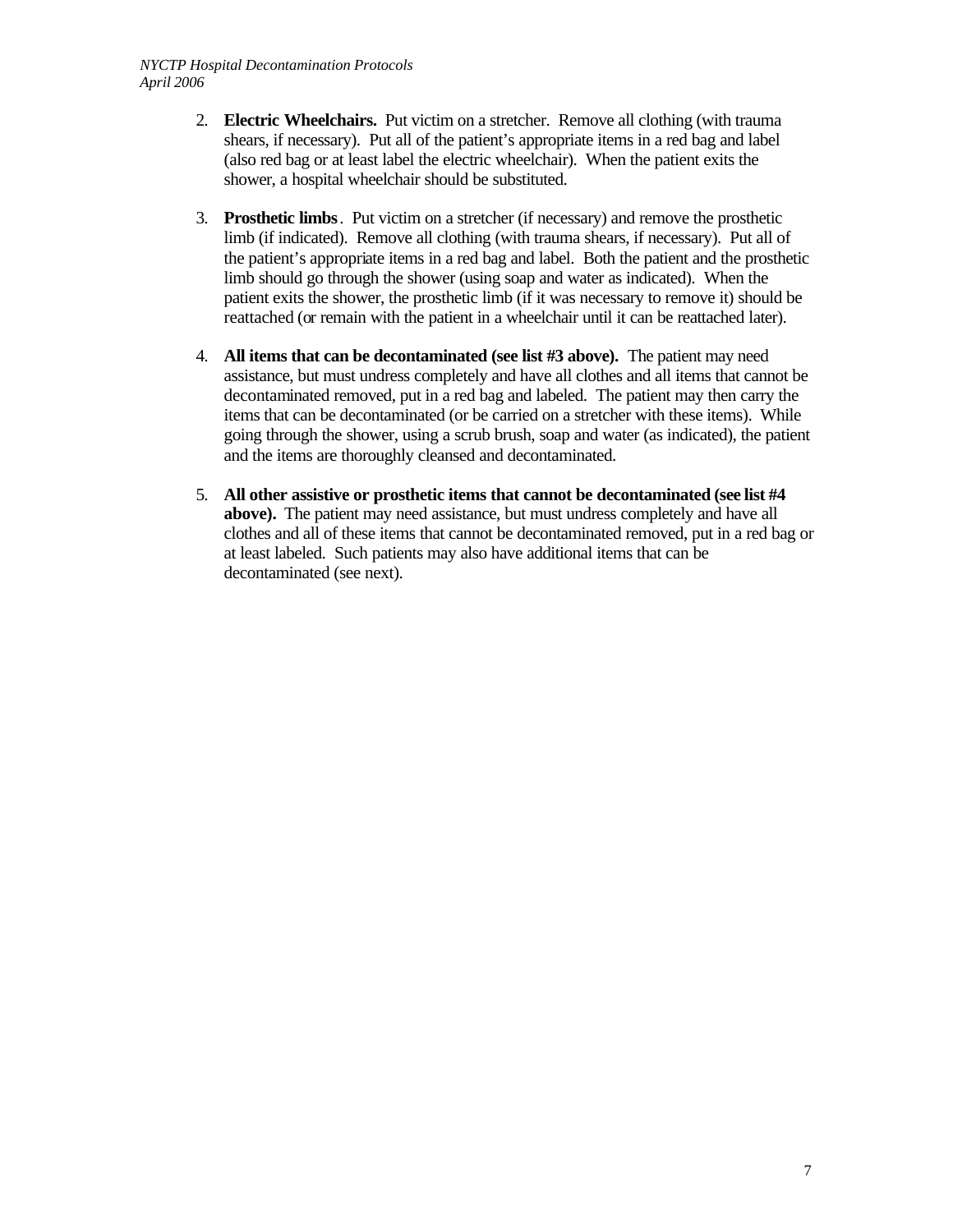2. **Electric Wheelchairs.** Put victim on a stretcher. Remove all clothing (with trauma shears, if necessary). Put all of the patient's appropriate items in a red bag and label (also red bag or at least label the electric wheelchair). When the patient exits the shower, a hospital wheelchair should be substituted.

3. **Prosthetic limbs**. Put victim on a stretcher (if necessary) and remove the prosthetic limb (if indicated). Remove all clothing (with trauma shears, if necessary). Put all of the patient's appropriate items in a red bag and label. Both the patient and the prosthetic limb should go through the shower (using soap and water as indicated). When the patient exits the shower, the prosthetic limb (if it was necessary to remove it) should be reattached (or remain with the patient in a wheelchair until it can be reattached later).

4. **All items that can be decontaminated (see list #3 above).** The patient may need assistance, but must undress completely and have all clothes and all items that cannot be decontaminated removed, put in a red bag and labeled. The patient may then carry the items that can be decontaminated (or be carried on a stretcher with these items). While going through the shower, using a scrub brush, soap and water (as indicated), the patient and the items are thoroughly cleansed and decontaminated.

5. **All other assistive or prosthetic items that cannot be decontaminated (see list #4 above).** The patient may need assistance, but must undress completely and have all clothes and all of these items that cannot be decontaminated removed, put in a red bag or at least labeled. Such patients may also have additional items that can be decontaminated (see next).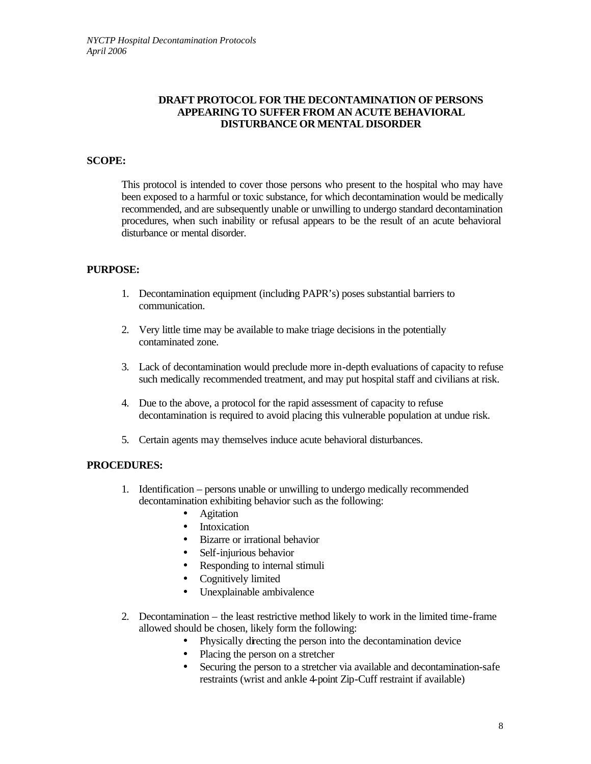## DRAFT PROTOCOL FOR THE DECONTAMINATION OF PERSONS APPEARING TO SUFFER FROM AN ACUTE BEHAVIORAL DISTURBANCE OR MENTAL DISORDER

**SCOPE:**

This protocol is intended to cover those persons who present to the hospital who may have been exposed to a harmful or toxic substance, for which decontamination would be medically recommended, and are subsequently unable or unwilling to undergo standard decontamination procedures, when such inability or refusal appears to be the result of an acute behavioral disturbance or mental disorder.

**PURPOSE:**

1. Decontamination equipment (including PAPR's) poses substantial barriers to communication.
2. Very little time may be available to make triage decisions in the potentially contaminated zone.
3. Lack of decontamination would preclude more in-depth evaluations of capacity to refuse such medically recommended treatment, and may put hospital staff and civilians at risk.
4. Due to the above, a protocol for the rapid assessment of capacity to refuse decontamination is required to avoid placing this vulnerable population at undue risk.
5. Certain agents may themselves induce acute behavioral disturbances.

**PROCEDURES:**

1. Identification – persons unable or unwilling to undergo medically recommended decontamination exhibiting behavior such as the following:
   - Agitation
   - Intoxication
   - Bizarre or irrational behavior
   - Self-injurious behavior
   - Responding to internal stimuli
   - Cognitively limited
   - Unexplainable ambivalence
2. Decontamination – the least restrictive method likely to work in the limited time-frame allowed should be chosen, likely form the following:
   - Physically directing the person into the decontamination device
   - Placing the person on a stretcher
   - Securing the person to a stretcher via available and decontamination-safe restraints (wrist and ankle 4-point Zip-Cuff restraint if available)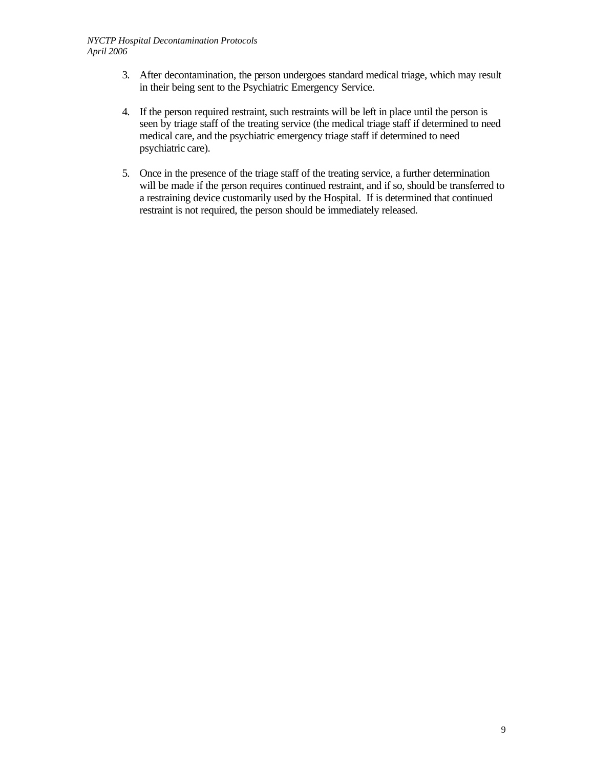3. After decontamination, the person undergoes standard medical triage, which may result in their being sent to the Psychiatric Emergency Service.

4. If the person required restraint, such restraints will be left in place until the person is seen by triage staff of the treating service (the medical triage staff if determined to need medical care, and the psychiatric emergency triage staff if determined to need psychiatric care).

5. Once in the presence of the triage staff of the treating service, a further determination will be made if the person requires continued restraint, and if so, should be transferred to a restraining device customarily used by the Hospital. If is determined that continued restraint is not required, the person should be immediately released.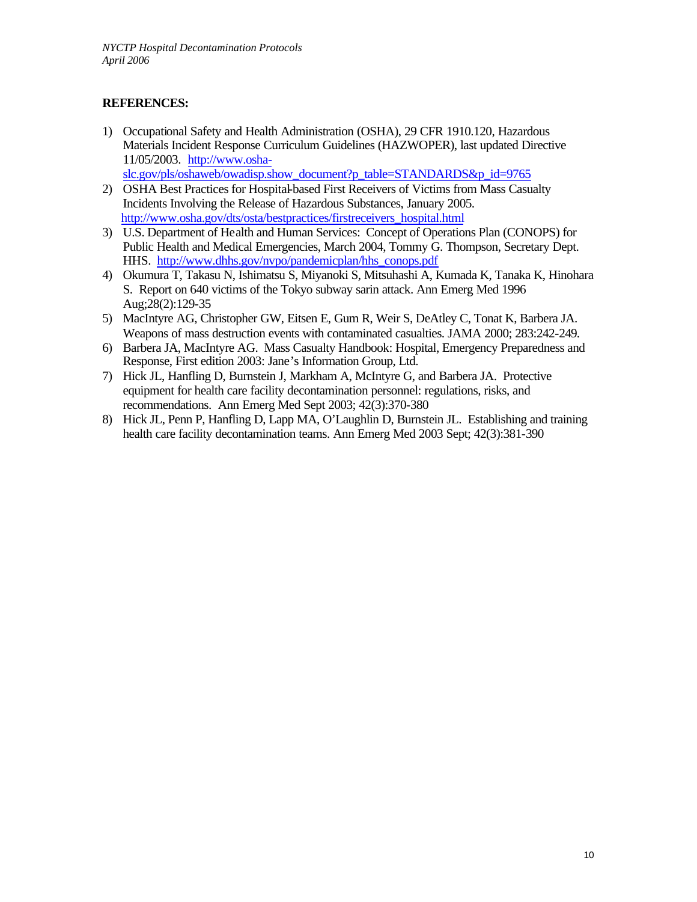**REFERENCES:**

1) Occupational Safety and Health Administration (OSHA), 29 CFR 1910.120, Hazardous Materials Incident Response Curriculum Guidelines (HAZWOPER), last updated Directive 11/05/2003. http://www.osha-slc.gov/pls/oshaweb/owadisp.show_document?p_table=STANDARDS&p_id=9765
2) OSHA Best Practices for Hospital-based First Receivers of Victims from Mass Casualty Incidents Involving the Release of Hazardous Substances, January 2005. http://www.osha.gov/dts/osta/bestpractices/firstreceivers_hospital.html
3) U.S. Department of Health and Human Services: Concept of Operations Plan (CONOPS) for Public Health and Medical Emergencies, March 2004, Tommy G. Thompson, Secretary Dept. HHS. http://www.dhhs.gov/nvpo/pandemicplan/hhs_conops.pdf
4) Okumura T, Takasu N, Ishimatsu S, Miyanoki S, Mitsuhashi A, Kumada K, Tanaka K, Hinohara S. Report on 640 victims of the Tokyo subway sarin attack. Ann Emerg Med 1996 Aug;28(2):129-35
5) MacIntyre AG, Christopher GW, Eitsen E, Gum R, Weir S, DeAtley C, Tonat K, Barbera JA. Weapons of mass destruction events with contaminated casualties. JAMA 2000; 283:242-249.
6) Barbera JA, MacIntyre AG. Mass Casualty Handbook: Hospital, Emergency Preparedness and Response, First edition 2003: Jane's Information Group, Ltd.
7) Hick JL, Hanfling D, Burnstein J, Markham A, McIntyre G, and Barbera JA. Protective equipment for health care facility decontamination personnel: regulations, risks, and recommendations. Ann Emerg Med Sept 2003; 42(3):370-380
8) Hick JL, Penn P, Hanfling D, Lapp MA, O'Laughlin D, Burnstein JL. Establishing and training health care facility decontamination teams. Ann Emerg Med 2003 Sept; 42(3):381-390